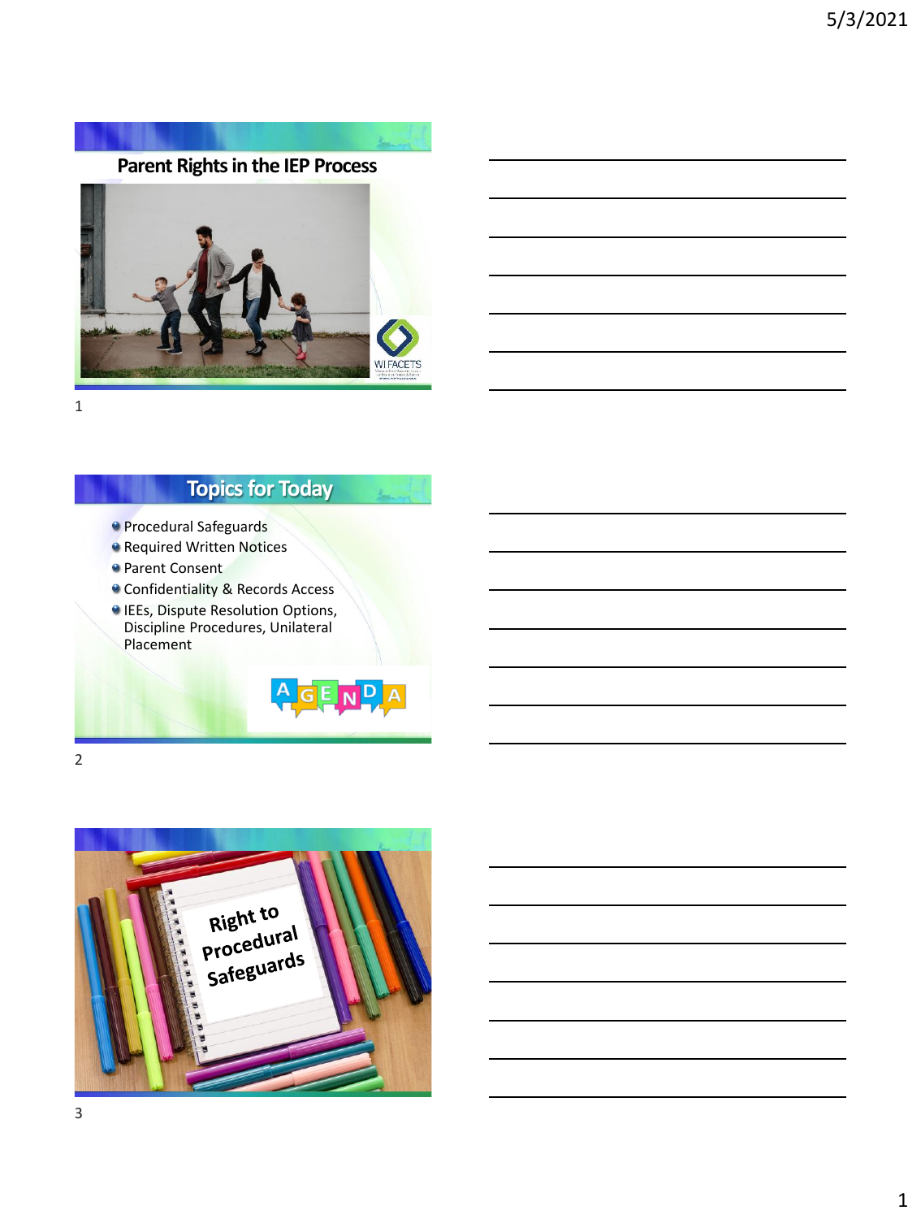## Parent Rights in the IEP Process

WI FACETS

## Topics for Today

- Procedural Safeguards
- Required Written Notices
- Parent Consent
- Confidentiality & Records Access
- IEEs, Dispute Resolution Options, Discipline Procedures, Unilateral Placement

AGENDA

Right to Procedural Safeguards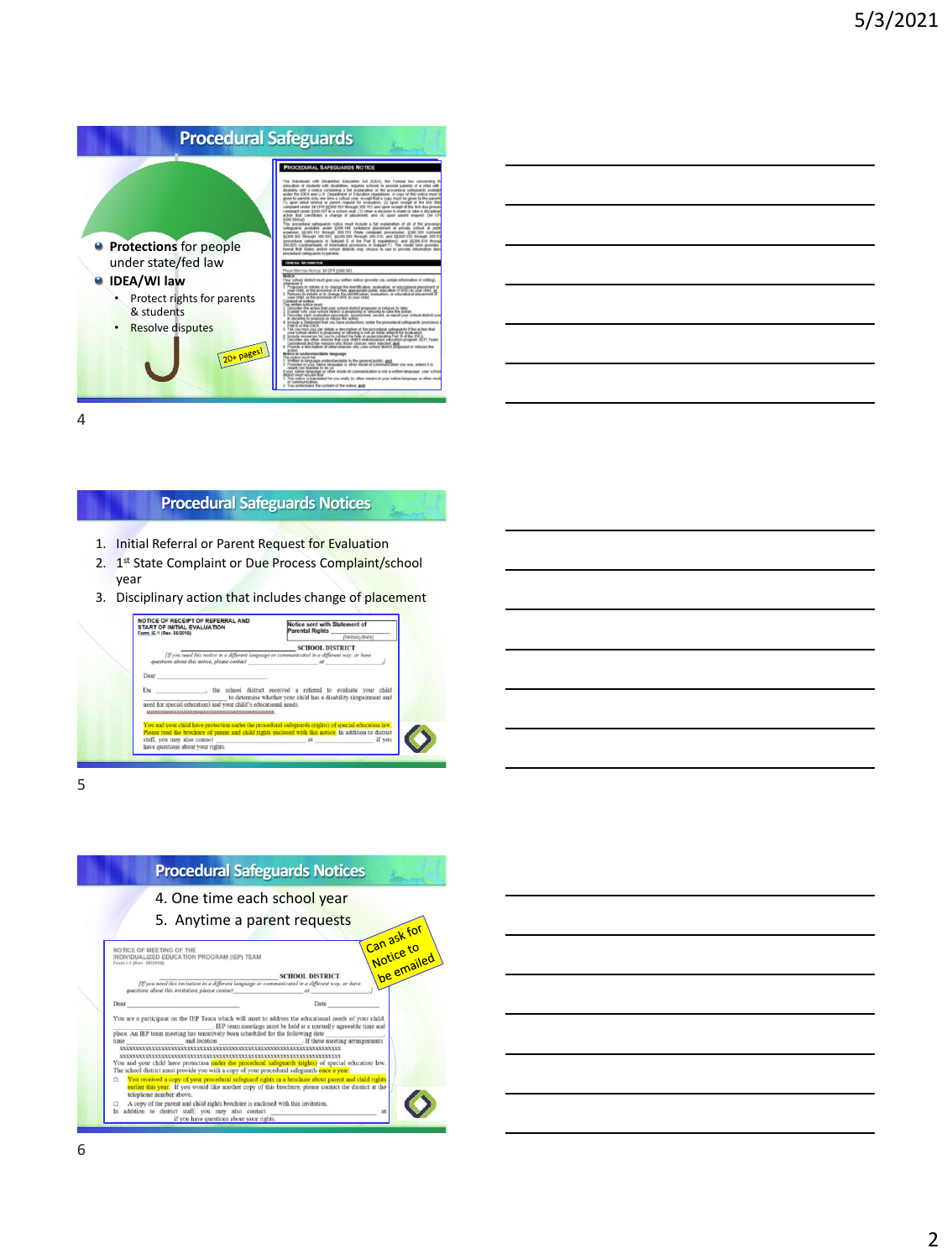## Procedural Safeguards

- **Protections** for people under state/fed law
- **IDEA/WI law**
  - Protect rights for parents & students
  - Resolve disputes

20+ pages!

## Procedural Safeguards Notices

1. Initial Referral or Parent Request for Evaluation
2. 1st State Complaint or Due Process Complaint/school year
3. Disciplinary action that includes change of placement

## Procedural Safeguards Notices

4. One time each school year
5. Anytime a parent requests

Can ask for Notice to be emailed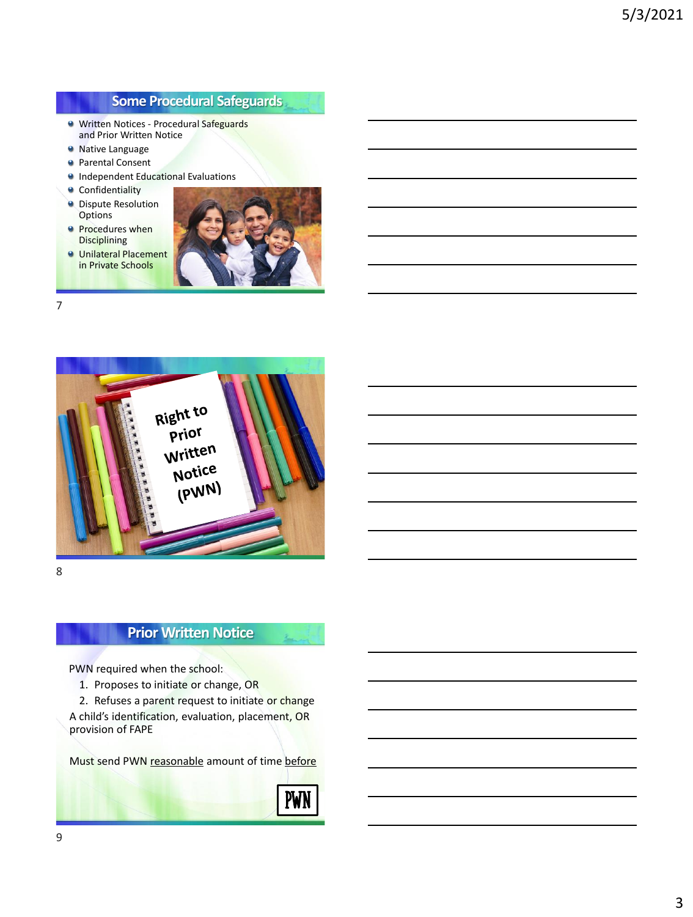## Some Procedural Safeguards

- Written Notices - Procedural Safeguards and Prior Written Notice
- Native Language
- Parental Consent
- Independent Educational Evaluations
- Confidentiality
- Dispute Resolution Options
- Procedures when Disciplining
- Unilateral Placement in Private Schools

## Right to Prior Written Notice (PWN)

## Prior Written Notice

PWN required when the school:

1. Proposes to initiate or change, OR
2. Refuses a parent request to initiate or change

A child's identification, evaluation, placement, OR provision of FAPE

Must send PWN reasonable amount of time before

PWN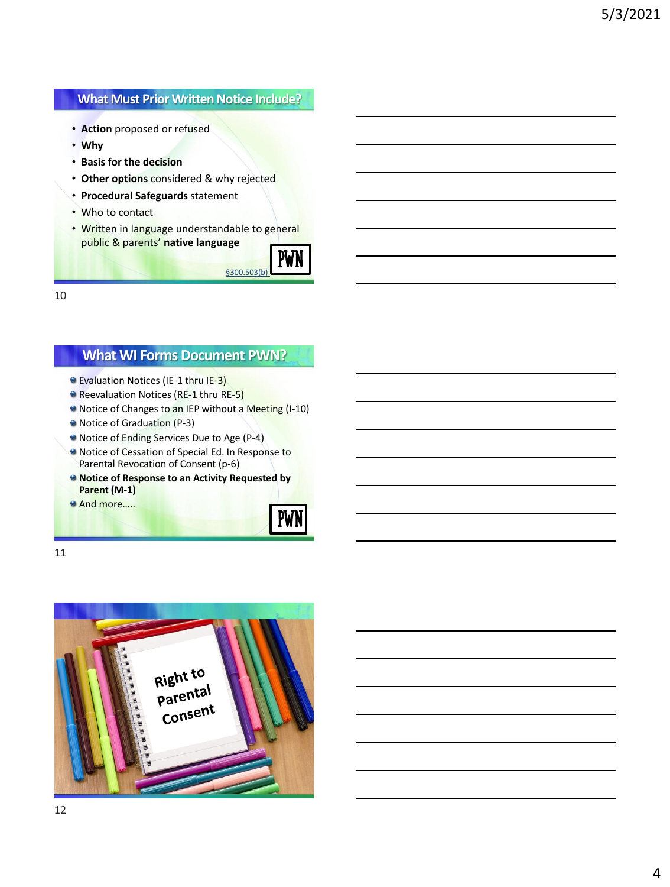## What Must Prior Written Notice Include?

- **Action** proposed or refused
- **Why**
- **Basis for the decision**
- **Other options** considered & why rejected
- **Procedural Safeguards** statement
- Who to contact
- Written in language understandable to general public & parents' **native language**

PWN

§300.503(b)

## What WI Forms Document PWN?

- Evaluation Notices (IE-1 thru IE-3)
- Reevaluation Notices (RE-1 thru RE-5)
- Notice of Changes to an IEP without a Meeting (I-10)
- Notice of Graduation (P-3)
- Notice of Ending Services Due to Age (P-4)
- Notice of Cessation of Special Ed. In Response to Parental Revocation of Consent (p-6)
- **Notice of Response to an Activity Requested by Parent (M-1)**
- And more…..

PWN

Right to Parental Consent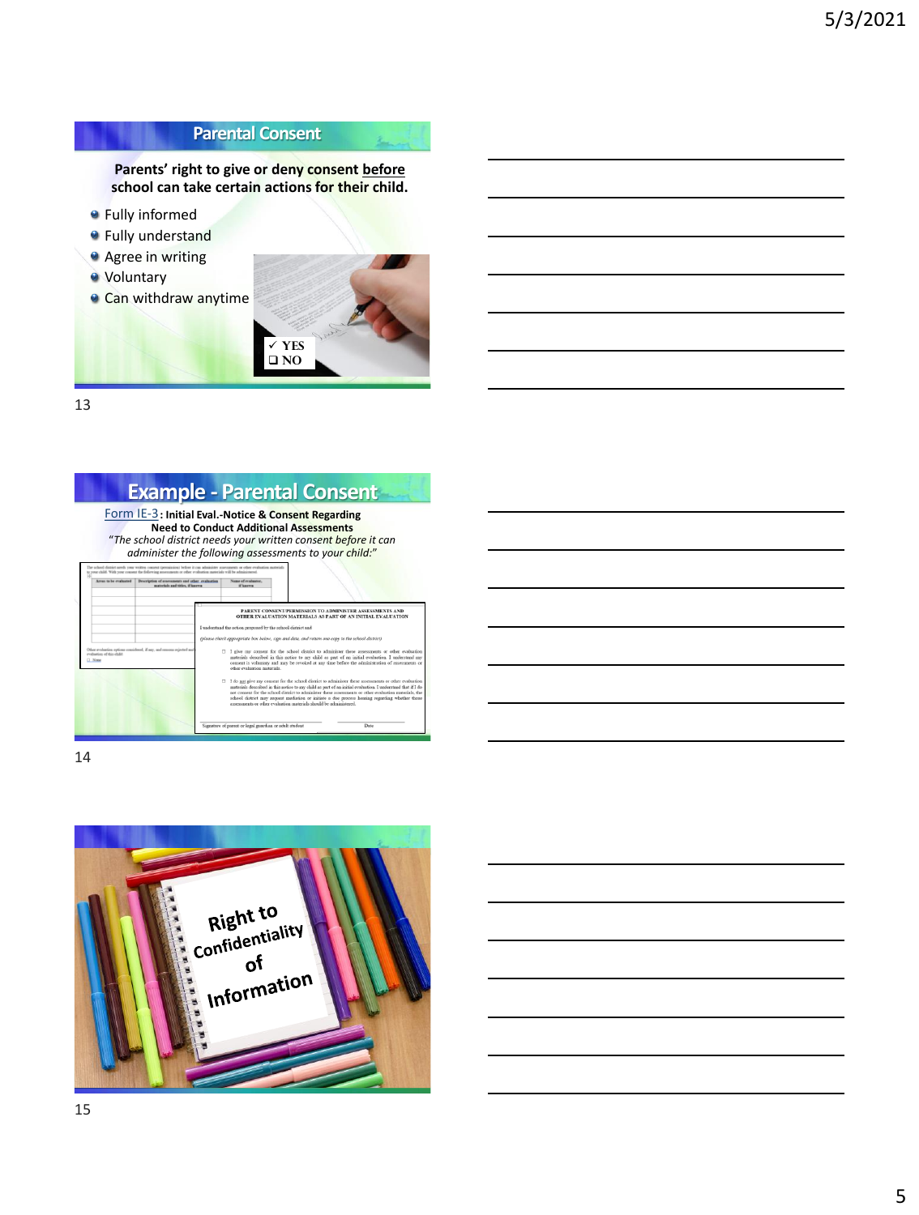## Parental Consent

**Parents' right to give or deny consent before school can take certain actions for their child.**

- Fully informed
- Fully understand
- Agree in writing
- Voluntary
- Can withdraw anytime

✓ YES
❑ NO

## Example - Parental Consent

Form IE-3: **Initial Eval.-Notice & Consent Regarding Need to Conduct Additional Assessments**

*"The school district needs your written consent before it can administer the following assessments to your child:"*

PARENT CONSENT/PERMISSION TO ADMINISTER ASSESSMENTS AND OTHER EVALUATION MATERIALS AS PART OF AN INITIAL EVALUATION

Right to Confidentiality of Information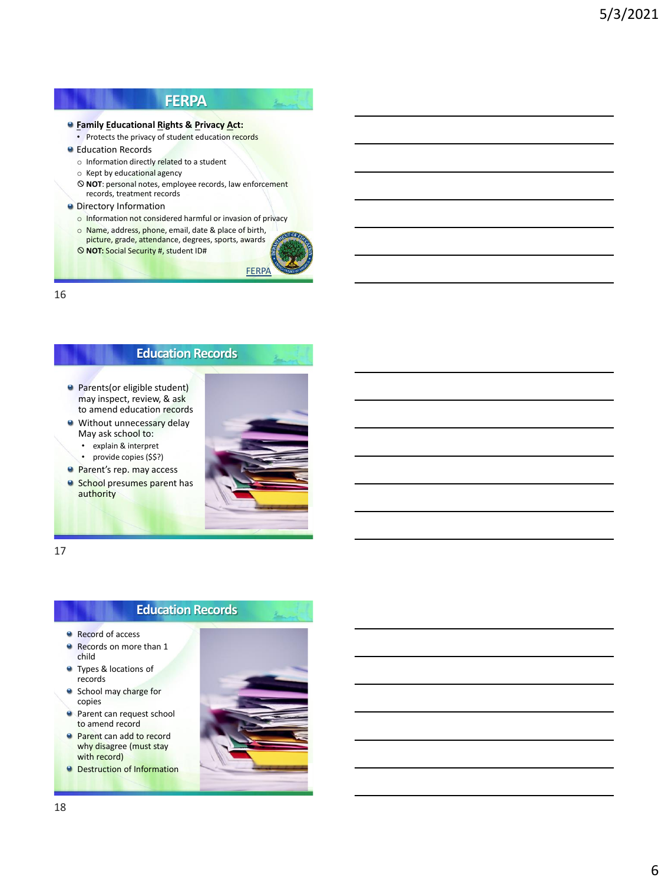## FERPA

- **Family Educational Rights & Privacy Act:**
  - Protects the privacy of student education records
- Education Records
  - Information directly related to a student
  - Kept by educational agency
  - ⃠ **NOT**: personal notes, employee records, law enforcement records, treatment records
- Directory Information
  - Information not considered harmful or invasion of privacy
  - Name, address, phone, email, date & place of birth, picture, grade, attendance, degrees, sports, awards
  - ⃠ **NOT:** Social Security #, student ID#

FERPA

## Education Records

- Parents(or eligible student) may inspect, review, & ask to amend education records
- Without unnecessary delay May ask school to:
  - explain & interpret
  - provide copies ($$?)
- Parent's rep. may access
- School presumes parent has authority

## Education Records

- Record of access
- Records on more than 1 child
- Types & locations of records
- School may charge for copies
- Parent can request school to amend record
- Parent can add to record why disagree (must stay with record)
- Destruction of Information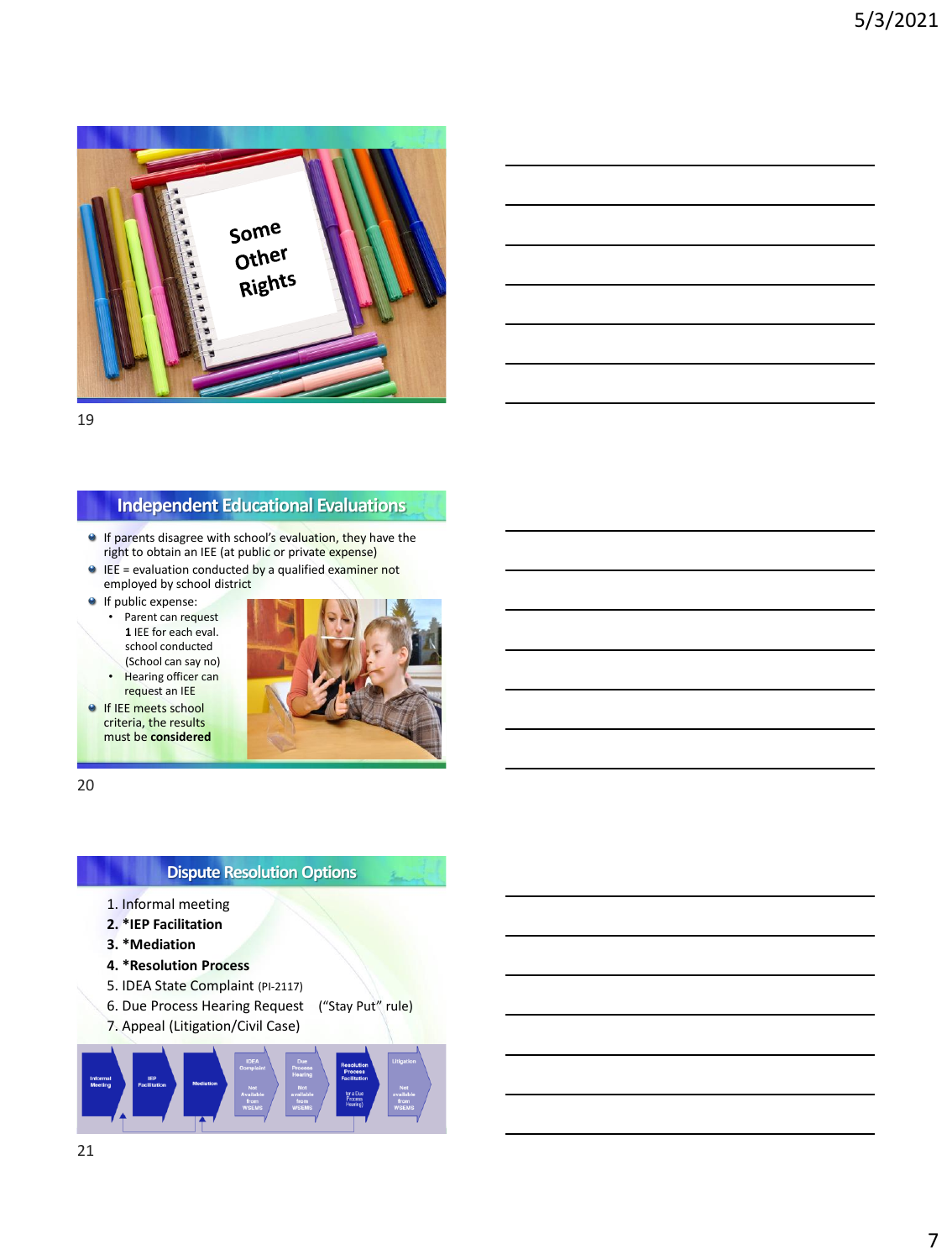Some Other Rights

## Independent Educational Evaluations

- If parents disagree with school's evaluation, they have the right to obtain an IEE (at public or private expense)
- IEE = evaluation conducted by a qualified examiner not employed by school district
- If public expense:
  - Parent can request **1** IEE for each eval. school conducted (School can say no)
  - Hearing officer can request an IEE
- If IEE meets school criteria, the results must be **considered**

## Dispute Resolution Options

1. Informal meeting
2. **\*IEP Facilitation**
3. **\*Mediation**
4. **\*Resolution Process**
5. IDEA State Complaint (PI-2117)
6. Due Process Hearing Request ("Stay Put" rule)
7. Appeal (Litigation/Civil Case)

Informal Meeting → IEP Facilitation → Mediation → IDEA Complaint (Not Available from WSEMS) → Due Process Hearing (Not available from WSEMS) → Resolution Process Facilitation (for a Due Process Hearing) → Litigation (Not available from WSEMS)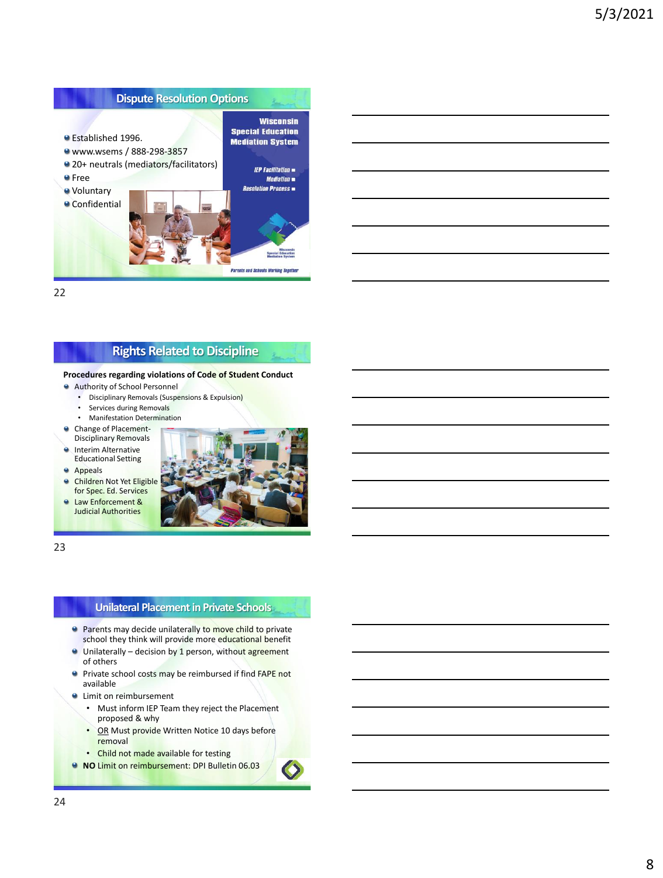## Dispute Resolution Options

- Established 1996.
- www.wsems / 888-298-3857
- 20+ neutrals (mediators/facilitators)
- Free
- Voluntary
- Confidential

Wisconsin Special Education Mediation System

IEP Facilitation
Mediation
Resolution Process

Parents and Schools Working Together

## Rights Related to Discipline

**Procedures regarding violations of Code of Student Conduct**

- Authority of School Personnel
  - Disciplinary Removals (Suspensions & Expulsion)
  - Services during Removals
  - Manifestation Determination
- Change of Placement- Disciplinary Removals
- Interim Alternative Educational Setting
- Appeals
- Children Not Yet Eligible for Spec. Ed. Services
- Law Enforcement & Judicial Authorities

## Unilateral Placement in Private Schools

- Parents may decide unilaterally to move child to private school they think will provide more educational benefit
- Unilaterally – decision by 1 person, without agreement of others
- Private school costs may be reimbursed if find FAPE not available
- Limit on reimbursement
  - Must inform IEP Team they reject the Placement proposed & why
  - OR Must provide Written Notice 10 days before removal
  - Child not made available for testing
- **NO** Limit on reimbursement: DPI Bulletin 06.03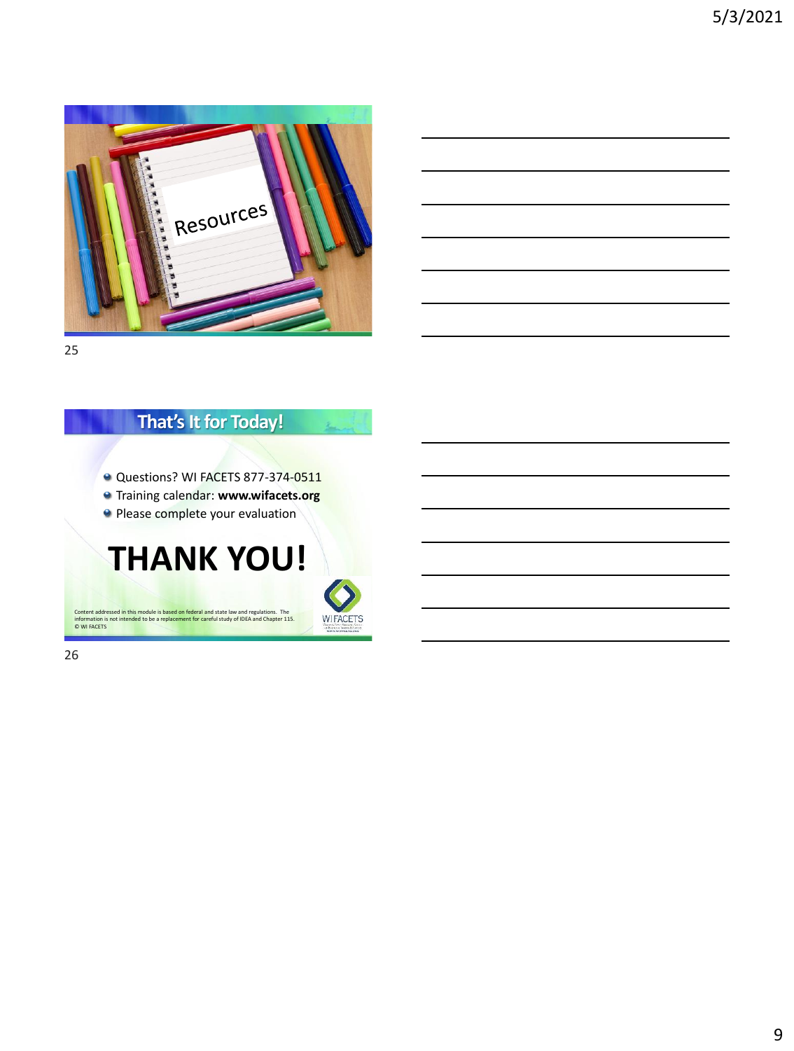Resources

## That's It for Today!

- Questions? WI FACETS 877-374-0511
- Training calendar: **www.wifacets.org**
- Please complete your evaluation

# THANK YOU!

Content addressed in this module is based on federal and state law and regulations. The information is not intended to be a replacement for careful study of IDEA and Chapter 115.
© WI FACETS

WI FACETS